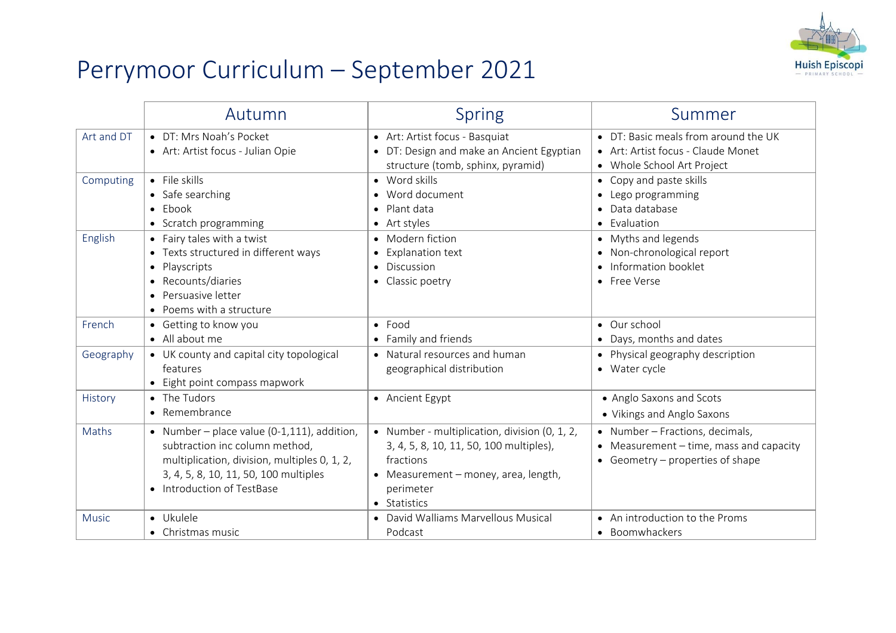# Perrymoor Curriculum – September 2021

|  | Autumn | Spring | Summer |
|---|---|---|---|
| Art and DT | • DT: Mrs Noah's Pocket<br>• Art: Artist focus - Julian Opie | • Art: Artist focus - Basquiat<br>• DT: Design and make an Ancient Egyptian structure (tomb, sphinx, pyramid) | • DT: Basic meals from around the UK<br>• Art: Artist focus - Claude Monet<br>• Whole School Art Project |
| Computing | • File skills<br>• Safe searching<br>• Ebook<br>• Scratch programming | • Word skills<br>• Word document<br>• Plant data<br>• Art styles | • Copy and paste skills<br>• Lego programming<br>• Data database<br>• Evaluation |
| English | • Fairy tales with a twist<br>• Texts structured in different ways<br>• Playscripts<br>• Recounts/diaries<br>• Persuasive letter<br>• Poems with a structure | • Modern fiction<br>• Explanation text<br>• Discussion<br>• Classic poetry | • Myths and legends<br>• Non-chronological report<br>• Information booklet<br>• Free Verse |
| French | • Getting to know you<br>• All about me | • Food<br>• Family and friends | • Our school<br>• Days, months and dates |
| Geography | • UK county and capital city topological features<br>• Eight point compass mapwork | • Natural resources and human geographical distribution | • Physical geography description<br>• Water cycle |
| History | • The Tudors<br>• Remembrance | • Ancient Egypt | • Anglo Saxons and Scots<br>• Vikings and Anglo Saxons |
| Maths | • Number – place value (0-1,111), addition, subtraction inc column method, multiplication, division, multiples 0, 1, 2, 3, 4, 5, 8, 10, 11, 50, 100 multiples<br>• Introduction of TestBase | • Number - multiplication, division (0, 1, 2, 3, 4, 5, 8, 10, 11, 50, 100 multiples), fractions<br>• Measurement – money, area, length, perimeter<br>• Statistics | • Number – Fractions, decimals,<br>• Measurement – time, mass and capacity<br>• Geometry – properties of shape |
| Music | • Ukulele<br>• Christmas music | • David Walliams Marvellous Musical Podcast | • An introduction to the Proms<br>• Boomwhackers |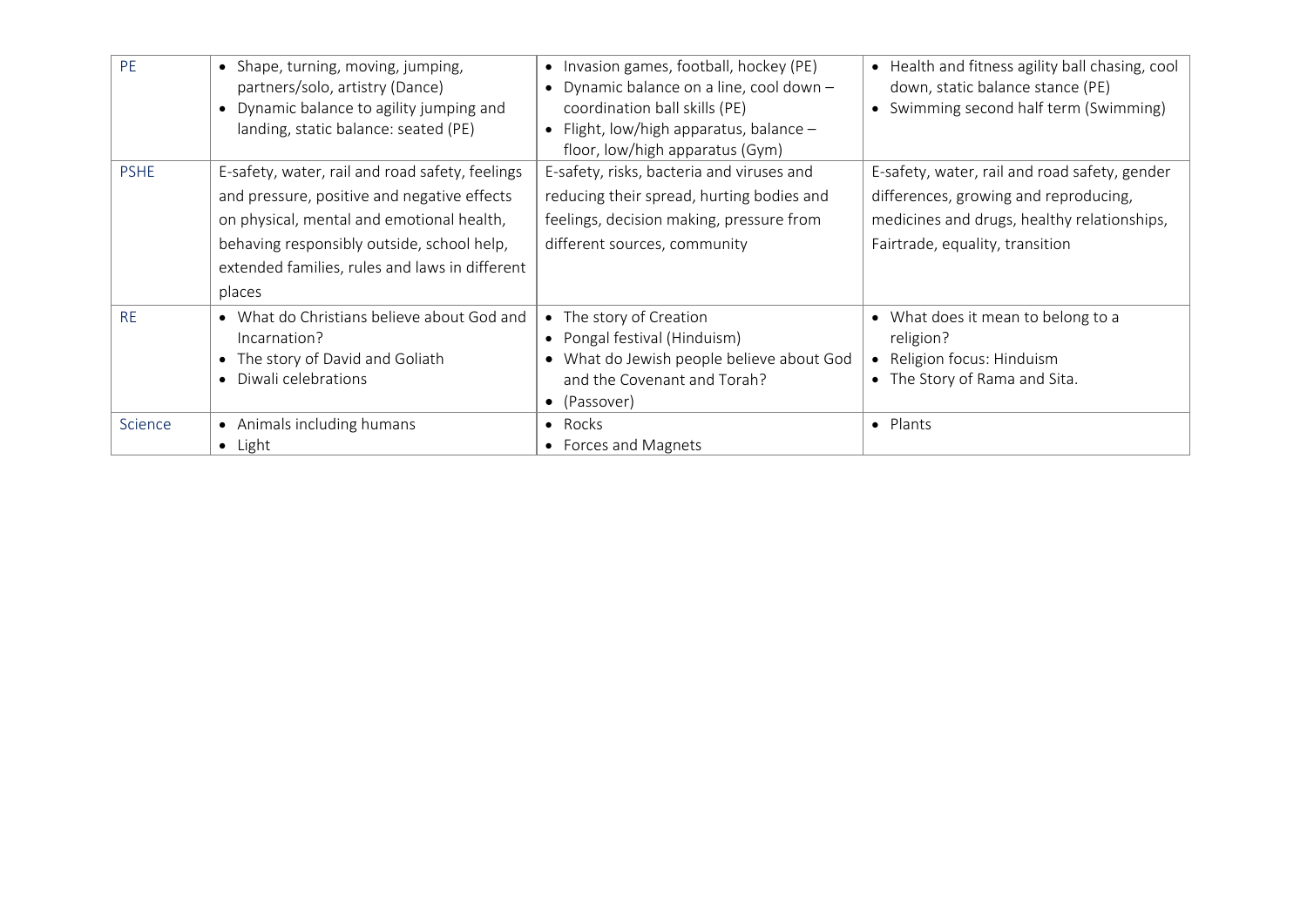| | | | |
|---|---|---|---|
| PE | • Shape, turning, moving, jumping, partners/solo, artistry (Dance)<br>• Dynamic balance to agility jumping and landing, static balance: seated (PE) | • Invasion games, football, hockey (PE)<br>• Dynamic balance on a line, cool down – coordination ball skills (PE)<br>• Flight, low/high apparatus, balance – floor, low/high apparatus (Gym) | • Health and fitness agility ball chasing, cool down, static balance stance (PE)<br>• Swimming second half term (Swimming) |
| PSHE | E-safety, water, rail and road safety, feelings and pressure, positive and negative effects on physical, mental and emotional health, behaving responsibly outside, school help, extended families, rules and laws in different places | E-safety, risks, bacteria and viruses and reducing their spread, hurting bodies and feelings, decision making, pressure from different sources, community | E-safety, water, rail and road safety, gender differences, growing and reproducing, medicines and drugs, healthy relationships, Fairtrade, equality, transition |
| RE | • What do Christians believe about God and Incarnation?<br>• The story of David and Goliath<br>• Diwali celebrations | • The story of Creation<br>• Pongal festival (Hinduism)<br>• What do Jewish people believe about God and the Covenant and Torah?<br>• (Passover) | • What does it mean to belong to a religion?<br>• Religion focus: Hinduism<br>• The Story of Rama and Sita. |
| Science | • Animals including humans<br>• Light | • Rocks<br>• Forces and Magnets | • Plants |